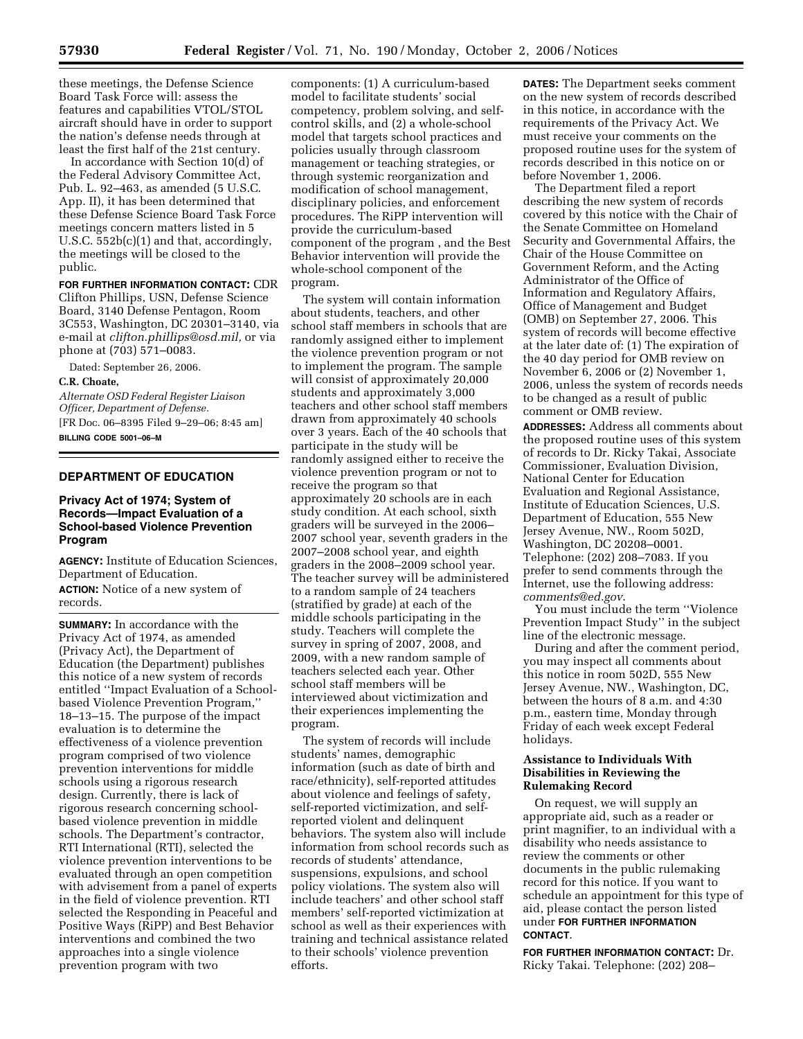these meetings, the Defense Science Board Task Force will: assess the features and capabilities VTOL/STOL aircraft should have in order to support the nation's defense needs through at least the first half of the 21st century.

In accordance with Section 10(d) of the Federal Advisory Committee Act, Pub. L. 92–463, as amended (5 U.S.C. App. II), it has been determined that these Defense Science Board Task Force meetings concern matters listed in 5 U.S.C. 552b(c)(1) and that, accordingly, the meetings will be closed to the public.

**FOR FURTHER INFORMATION CONTACT:** CDR Clifton Phillips, USN, Defense Science Board, 3140 Defense Pentagon, Room 3C553, Washington, DC 20301–3140, via e-mail at *clifton.phillips@osd.mil,* or via phone at (703) 571–0083.

Dated: September 26, 2006.

**C.R. Choate,**

*Alternate OSD Federal Register Liaison Officer, Department of Defense.*

[FR Doc. 06–8395 Filed 9–29–06; 8:45 am]

**BILLING CODE 5001–06–M**

## DEPARTMENT OF EDUCATION

### Privacy Act of 1974; System of Records—Impact Evaluation of a School-based Violence Prevention Program

**AGENCY:** Institute of Education Sciences, Department of Education.

**ACTION:** Notice of a new system of records.

**SUMMARY:** In accordance with the Privacy Act of 1974, as amended (Privacy Act), the Department of Education (the Department) publishes this notice of a new system of records entitled ''Impact Evaluation of a School-based Violence Prevention Program,'' 18–13–15. The purpose of the impact evaluation is to determine the effectiveness of a violence prevention program comprised of two violence prevention interventions for middle schools using a rigorous research design. Currently, there is lack of rigorous research concerning school-based violence prevention in middle schools. The Department's contractor, RTI International (RTI), selected the violence prevention interventions to be evaluated through an open competition with advisement from a panel of experts in the field of violence prevention. RTI selected the Responding in Peaceful and Positive Ways (RiPP) and Best Behavior interventions and combined the two approaches into a single violence prevention program with two components: (1) A curriculum-based model to facilitate students' social competency, problem solving, and self-control skills, and (2) a whole-school model that targets school practices and policies usually through classroom management or teaching strategies, or through systemic reorganization and modification of school management, disciplinary policies, and enforcement procedures. The RiPP intervention will provide the curriculum-based component of the program , and the Best Behavior intervention will provide the whole-school component of the program.

The system will contain information about students, teachers, and other school staff members in schools that are randomly assigned either to implement the violence prevention program or not to implement the program. The sample will consist of approximately 20,000 students and approximately 3,000 teachers and other school staff members drawn from approximately 40 schools over 3 years. Each of the 40 schools that participate in the study will be randomly assigned either to receive the violence prevention program or not to receive the program so that approximately 20 schools are in each study condition. At each school, sixth graders will be surveyed in the 2006–2007 school year, seventh graders in the 2007–2008 school year, and eighth graders in the 2008–2009 school year. The teacher survey will be administered to a random sample of 24 teachers (stratified by grade) at each of the middle schools participating in the study. Teachers will complete the survey in spring of 2007, 2008, and 2009, with a new random sample of teachers selected each year. Other school staff members will be interviewed about victimization and their experiences implementing the program.

The system of records will include students' names, demographic information (such as date of birth and race/ethnicity), self-reported attitudes about violence and feelings of safety, self-reported victimization, and self-reported violent and delinquent behaviors. The system also will include information from school records such as records of students' attendance, suspensions, expulsions, and school policy violations. The system also will include teachers' and other school staff members' self-reported victimization at school as well as their experiences with training and technical assistance related to their schools' violence prevention efforts.

**DATES:** The Department seeks comment on the new system of records described in this notice, in accordance with the requirements of the Privacy Act. We must receive your comments on the proposed routine uses for the system of records described in this notice on or before November 1, 2006.

The Department filed a report describing the new system of records covered by this notice with the Chair of the Senate Committee on Homeland Security and Governmental Affairs, the Chair of the House Committee on Government Reform, and the Acting Administrator of the Office of Information and Regulatory Affairs, Office of Management and Budget (OMB) on September 27, 2006. This system of records will become effective at the later date of: (1) The expiration of the 40 day period for OMB review on November 6, 2006 or (2) November 1, 2006, unless the system of records needs to be changed as a result of public comment or OMB review.

**ADDRESSES:** Address all comments about the proposed routine uses of this system of records to Dr. Ricky Takai, Associate Commissioner, Evaluation Division, National Center for Education Evaluation and Regional Assistance, Institute of Education Sciences, U.S. Department of Education, 555 New Jersey Avenue, NW., Room 502D, Washington, DC 20208–0001. Telephone: (202) 208–7083. If you prefer to send comments through the Internet, use the following address: *comments@ed.gov*.

You must include the term ''Violence Prevention Impact Study'' in the subject line of the electronic message.

During and after the comment period, you may inspect all comments about this notice in room 502D, 555 New Jersey Avenue, NW., Washington, DC, between the hours of 8 a.m. and 4:30 p.m., eastern time, Monday through Friday of each week except Federal holidays.

### Assistance to Individuals With Disabilities in Reviewing the Rulemaking Record

On request, we will supply an appropriate aid, such as a reader or print magnifier, to an individual with a disability who needs assistance to review the comments or other documents in the public rulemaking record for this notice. If you want to schedule an appointment for this type of aid, please contact the person listed under **FOR FURTHER INFORMATION CONTACT**.

**FOR FURTHER INFORMATION CONTACT:** Dr. Ricky Takai. Telephone: (202) 208–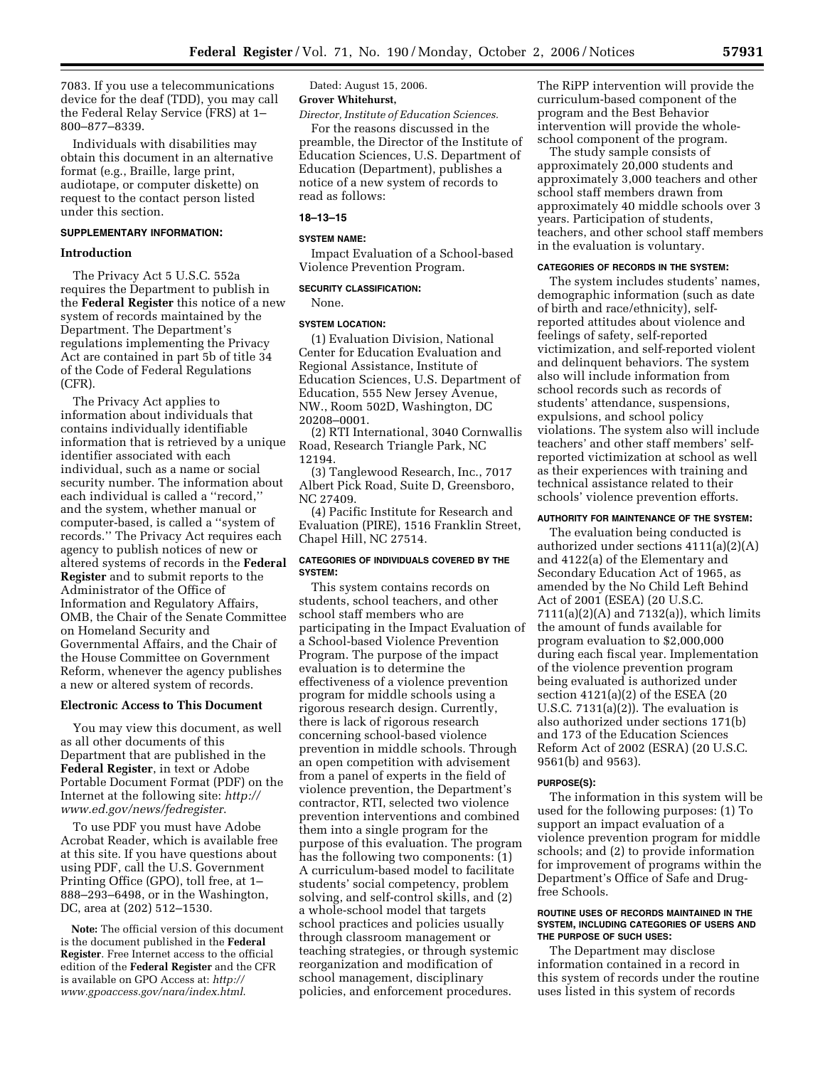7083. If you use a telecommunications device for the deaf (TDD), you may call the Federal Relay Service (FRS) at 1–800–877–8339.

Individuals with disabilities may obtain this document in an alternative format (e.g., Braille, large print, audiotape, or computer diskette) on request to the contact person listed under this section.

**SUPPLEMENTARY INFORMATION:**

## Introduction

The Privacy Act 5 U.S.C. 552a requires the Department to publish in the **Federal Register** this notice of a new system of records maintained by the Department. The Department's regulations implementing the Privacy Act are contained in part 5b of title 34 of the Code of Federal Regulations (CFR).

The Privacy Act applies to information about individuals that contains individually identifiable information that is retrieved by a unique identifier associated with each individual, such as a name or social security number. The information about each individual is called a ''record,'' and the system, whether manual or computer-based, is called a ''system of records.'' The Privacy Act requires each agency to publish notices of new or altered systems of records in the **Federal Register** and to submit reports to the Administrator of the Office of Information and Regulatory Affairs, OMB, the Chair of the Senate Committee on Homeland Security and Governmental Affairs, and the Chair of the House Committee on Government Reform, whenever the agency publishes a new or altered system of records.

## Electronic Access to This Document

You may view this document, as well as all other documents of this Department that are published in the **Federal Register**, in text or Adobe Portable Document Format (PDF) on the Internet at the following site: *http://www.ed.gov/news/fedregister*.

To use PDF you must have Adobe Acrobat Reader, which is available free at this site. If you have questions about using PDF, call the U.S. Government Printing Office (GPO), toll free, at 1–888–293–6498, or in the Washington, DC, area at (202) 512–1530.

**Note:** The official version of this document is the document published in the **Federal Register**. Free Internet access to the official edition of the **Federal Register** and the CFR is available on GPO Access at: *http://www.gpoaccess.gov/nara/index.html.*

Dated: August 15, 2006.

**Grover Whitehurst,**

*Director, Institute of Education Sciences.*

For the reasons discussed in the preamble, the Director of the Institute of Education Sciences, U.S. Department of Education (Department), publishes a notice of a new system of records to read as follows:

**18–13–15**

**SYSTEM NAME:**

Impact Evaluation of a School-based Violence Prevention Program.

**SECURITY CLASSIFICATION:**

None.

**SYSTEM LOCATION:**

(1) Evaluation Division, National Center for Education Evaluation and Regional Assistance, Institute of Education Sciences, U.S. Department of Education, 555 New Jersey Avenue, NW., Room 502D, Washington, DC 20208–0001.

(2) RTI International, 3040 Cornwallis Road, Research Triangle Park, NC 12194.

(3) Tanglewood Research, Inc., 7017 Albert Pick Road, Suite D, Greensboro, NC 27409.

(4) Pacific Institute for Research and Evaluation (PIRE), 1516 Franklin Street, Chapel Hill, NC 27514.

**CATEGORIES OF INDIVIDUALS COVERED BY THE SYSTEM:**

This system contains records on students, school teachers, and other school staff members who are participating in the Impact Evaluation of a School-based Violence Prevention Program. The purpose of the impact evaluation is to determine the effectiveness of a violence prevention program for middle schools using a rigorous research design. Currently, there is lack of rigorous research concerning school-based violence prevention in middle schools. Through an open competition with advisement from a panel of experts in the field of violence prevention, the Department's contractor, RTI, selected two violence prevention interventions and combined them into a single program for the purpose of this evaluation. The program has the following two components: (1) A curriculum-based model to facilitate students' social competency, problem solving, and self-control skills, and (2) a whole-school model that targets school practices and policies usually through classroom management or teaching strategies, or through systemic reorganization and modification of school management, disciplinary policies, and enforcement procedures. The RiPP intervention will provide the curriculum-based component of the program and the Best Behavior intervention will provide the whole-school component of the program.

The study sample consists of approximately 20,000 students and approximately 3,000 teachers and other school staff members drawn from approximately 40 middle schools over 3 years. Participation of students, teachers, and other school staff members in the evaluation is voluntary.

**CATEGORIES OF RECORDS IN THE SYSTEM:**

The system includes students' names, demographic information (such as date of birth and race/ethnicity), self-reported attitudes about violence and feelings of safety, self-reported victimization, and self-reported violent and delinquent behaviors. The system also will include information from school records such as records of students' attendance, suspensions, expulsions, and school policy violations. The system also will include teachers' and other staff members' self-reported victimization at school as well as their experiences with training and technical assistance related to their schools' violence prevention efforts.

**AUTHORITY FOR MAINTENANCE OF THE SYSTEM:**

The evaluation being conducted is authorized under sections 4111(a)(2)(A) and 4122(a) of the Elementary and Secondary Education Act of 1965, as amended by the No Child Left Behind Act of 2001 (ESEA) (20 U.S.C. 7111(a)(2)(A) and 7132(a)), which limits the amount of funds available for program evaluation to $2,000,000 during each fiscal year. Implementation of the violence prevention program being evaluated is authorized under section 4121(a)(2) of the ESEA (20 U.S.C. 7131(a)(2)). The evaluation is also authorized under sections 171(b) and 173 of the Education Sciences Reform Act of 2002 (ESRA) (20 U.S.C. 9561(b) and 9563).

**PURPOSE(S):**

The information in this system will be used for the following purposes: (1) To support an impact evaluation of a violence prevention program for middle schools; and (2) to provide information for improvement of programs within the Department's Office of Safe and Drug-free Schools.

**ROUTINE USES OF RECORDS MAINTAINED IN THE SYSTEM, INCLUDING CATEGORIES OF USERS AND THE PURPOSE OF SUCH USES:**

The Department may disclose information contained in a record in this system of records under the routine uses listed in this system of records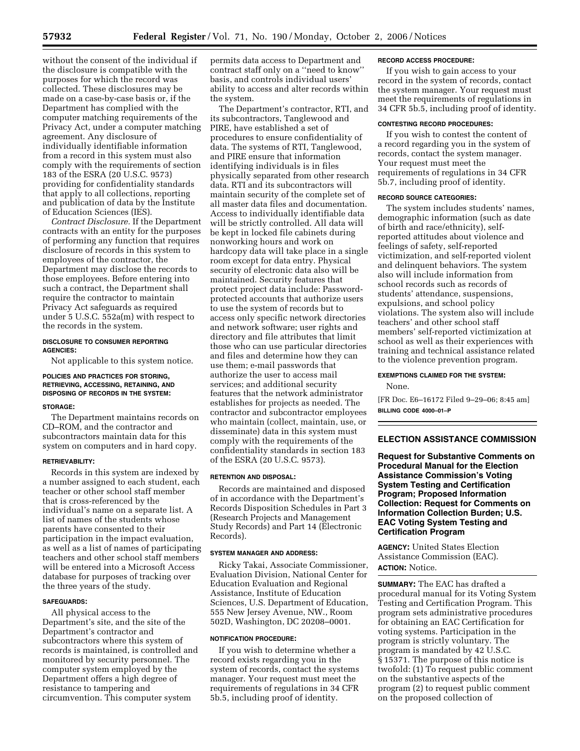without the consent of the individual if the disclosure is compatible with the purposes for which the record was collected. These disclosures may be made on a case-by-case basis or, if the Department has complied with the computer matching requirements of the Privacy Act, under a computer matching agreement. Any disclosure of individually identifiable information from a record in this system must also comply with the requirements of section 183 of the ESRA (20 U.S.C. 9573) providing for confidentiality standards that apply to all collections, reporting and publication of data by the Institute of Education Sciences (IES).

*Contract Disclosure.* If the Department contracts with an entity for the purposes of performing any function that requires disclosure of records in this system to employees of the contractor, the Department may disclose the records to those employees. Before entering into such a contract, the Department shall require the contractor to maintain Privacy Act safeguards as required under 5 U.S.C. 552a(m) with respect to the records in the system.

**DISCLOSURE TO CONSUMER REPORTING AGENCIES:**

Not applicable to this system notice.

**POLICIES AND PRACTICES FOR STORING, RETRIEVING, ACCESSING, RETAINING, AND DISPOSING OF RECORDS IN THE SYSTEM:**

**STORAGE:**

The Department maintains records on CD–ROM, and the contractor and subcontractors maintain data for this system on computers and in hard copy.

**RETRIEVABILITY:**

Records in this system are indexed by a number assigned to each student, each teacher or other school staff member that is cross-referenced by the individual's name on a separate list. A list of names of the students whose parents have consented to their participation in the impact evaluation, as well as a list of names of participating teachers and other school staff members will be entered into a Microsoft Access database for purposes of tracking over the three years of the study.

**SAFEGUARDS:**

All physical access to the Department's site, and the site of the Department's contractor and subcontractors where this system of records is maintained, is controlled and monitored by security personnel. The computer system employed by the Department offers a high degree of resistance to tampering and circumvention. This computer system permits data access to Department and contract staff only on a ''need to know'' basis, and controls individual users' ability to access and alter records within the system.

The Department's contractor, RTI, and its subcontractors, Tanglewood and PIRE, have established a set of procedures to ensure confidentiality of data. The systems of RTI, Tanglewood, and PIRE ensure that information identifying individuals is in files physically separated from other research data. RTI and its subcontractors will maintain security of the complete set of all master data files and documentation. Access to individually identifiable data will be strictly controlled. All data will be kept in locked file cabinets during nonworking hours and work on hardcopy data will take place in a single room except for data entry. Physical security of electronic data also will be maintained. Security features that protect project data include: Password-protected accounts that authorize users to use the system of records but to access only specific network directories and network software; user rights and directory and file attributes that limit those who can use particular directories and files and determine how they can use them; e-mail passwords that authorize the user to access mail services; and additional security features that the network administrator establishes for projects as needed. The contractor and subcontractor employees who maintain (collect, maintain, use, or disseminate) data in this system must comply with the requirements of the confidentiality standards in section 183 of the ESRA (20 U.S.C. 9573).

**RETENTION AND DISPOSAL:**

Records are maintained and disposed of in accordance with the Department's Records Disposition Schedules in Part 3 (Research Projects and Management Study Records) and Part 14 (Electronic Records).

**SYSTEM MANAGER AND ADDRESS:**

Ricky Takai, Associate Commissioner, Evaluation Division, National Center for Education Evaluation and Regional Assistance, Institute of Education Sciences, U.S. Department of Education, 555 New Jersey Avenue, NW., Room 502D, Washington, DC 20208–0001.

**NOTIFICATION PROCEDURE:**

If you wish to determine whether a record exists regarding you in the system of records, contact the systems manager. Your request must meet the requirements of regulations in 34 CFR 5b.5, including proof of identity.

**RECORD ACCESS PROCEDURE:**

If you wish to gain access to your record in the system of records, contact the system manager. Your request must meet the requirements of regulations in 34 CFR 5b.5, including proof of identity.

**CONTESTING RECORD PROCEDURES:**

If you wish to contest the content of a record regarding you in the system of records, contact the system manager. Your request must meet the requirements of regulations in 34 CFR 5b.7, including proof of identity.

**RECORD SOURCE CATEGORIES:**

The system includes students' names, demographic information (such as date of birth and race/ethnicity), self-reported attitudes about violence and feelings of safety, self-reported victimization, and self-reported violent and delinquent behaviors. The system also will include information from school records such as records of students' attendance, suspensions, expulsions, and school policy violations. The system also will include teachers' and other school staff members' self-reported victimization at school as well as their experiences with training and technical assistance related to the violence prevention program.

**EXEMPTIONS CLAIMED FOR THE SYSTEM:**

None.

[FR Doc. E6–16172 Filed 9–29–06; 8:45 am]

**BILLING CODE 4000–01–P**

## ELECTION ASSISTANCE COMMISSION

### Request for Substantive Comments on Procedural Manual for the Election Assistance Commission's Voting System Testing and Certification Program; Proposed Information Collection: Request for Comments on Information Collection Burden; U.S. EAC Voting System Testing and Certification Program

**AGENCY:** United States Election Assistance Commission (EAC).

**ACTION:** Notice.

**SUMMARY:** The EAC has drafted a procedural manual for its Voting System Testing and Certification Program. This program sets administrative procedures for obtaining an EAC Certification for voting systems. Participation in the program is strictly voluntary. The program is mandated by 42 U.S.C. § 15371. The purpose of this notice is twofold: (1) To request public comment on the substantive aspects of the program (2) to request public comment on the proposed collection of